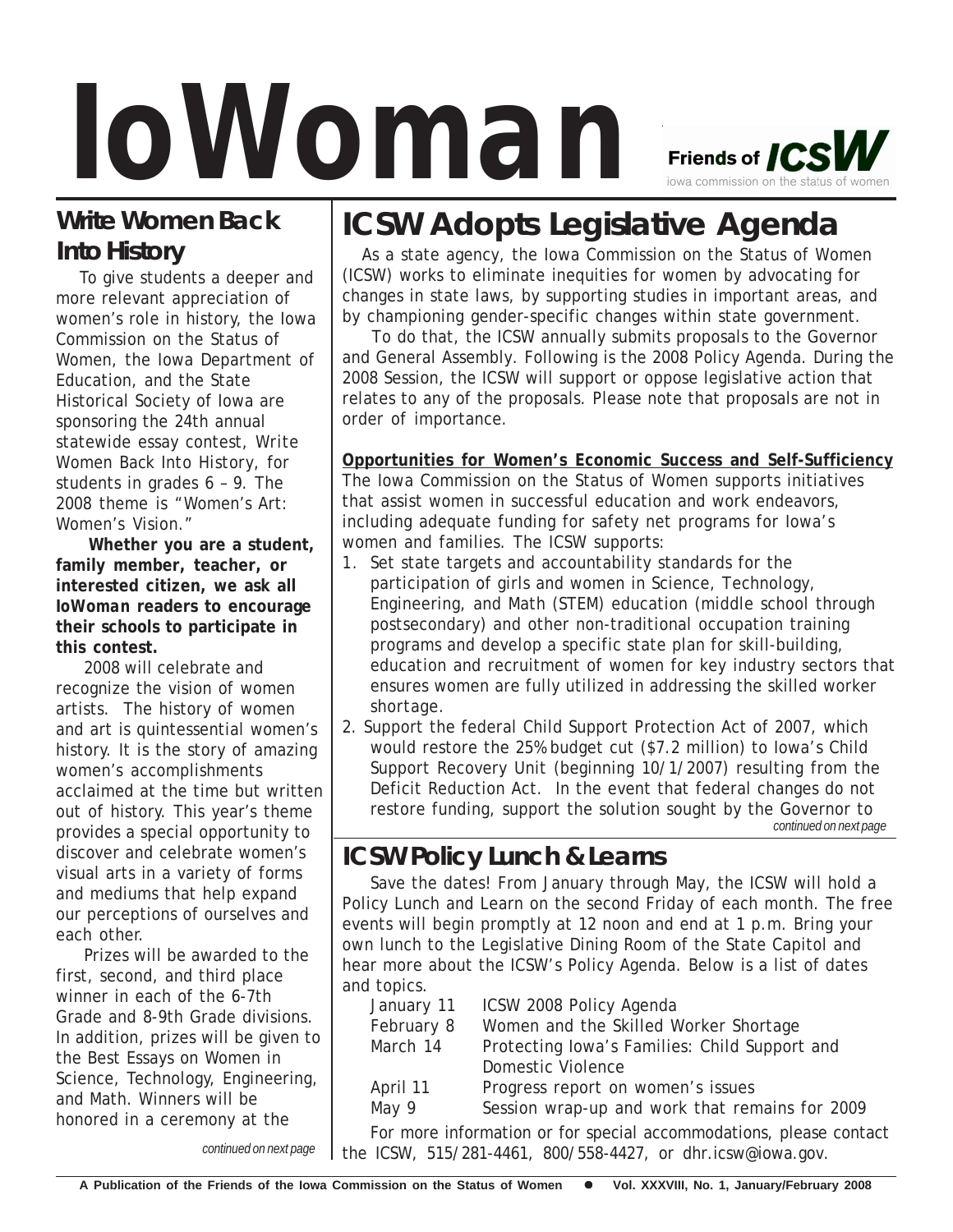# IoWoman

Friends of ICSW
iowa commission on the status of women

## Write Women Back Into History

To give students a deeper and more relevant appreciation of women's role in history, the Iowa Commission on the Status of Women, the Iowa Department of Education, and the State Historical Society of Iowa are sponsoring the 24th annual statewide essay contest, Write Women Back Into History, for students in grades 6 – 9. The 2008 theme is "Women's Art: Women's Vision."

**Whether you are a student, family member, teacher, or interested citizen, we ask all *IoWoman* readers to encourage their schools to participate in this contest.**

2008 will celebrate and recognize the vision of women artists. The history of women and art is quintessential women's history. It is the story of amazing women's accomplishments acclaimed at the time but written out of history. This year's theme provides a special opportunity to discover and celebrate women's visual arts in a variety of forms and mediums that help expand our perceptions of ourselves and each other.

Prizes will be awarded to the first, second, and third place winner in each of the 6-7th Grade and 8-9th Grade divisions. In addition, prizes will be given to the Best Essays on Women in Science, Technology, Engineering, and Math. Winners will be honored in a ceremony at the

*continued on next page*

## ICSW Adopts Legislative Agenda

As a state agency, the Iowa Commission on the Status of Women (ICSW) works to eliminate inequities for women by advocating for changes in state laws, by supporting studies in important areas, and by championing gender-specific changes within state government.

To do that, the ICSW annually submits proposals to the Governor and General Assembly. Following is the 2008 Policy Agenda. During the 2008 Session, the ICSW will support or oppose legislative action that relates to any of the proposals. Please note that proposals are not in order of importance.

**Opportunities for Women's Economic Success and Self-Sufficiency**

The Iowa Commission on the Status of Women supports initiatives that assist women in successful education and work endeavors, including adequate funding for safety net programs for Iowa's women and families. The ICSW supports:

1. Set state targets and accountability standards for the participation of girls and women in Science, Technology, Engineering, and Math (STEM) education (middle school through postsecondary) and other non-traditional occupation training programs and develop a specific state plan for skill-building, education and recruitment of women for key industry sectors that ensures women are fully utilized in addressing the skilled worker shortage.
2. Support the federal Child Support Protection Act of 2007, which would restore the 25% budget cut ($7.2 million) to Iowa's Child Support Recovery Unit (beginning 10/1/2007) resulting from the Deficit Reduction Act. In the event that federal changes do not restore funding, support the solution sought by the Governor to

*continued on next page*

## ICSW Policy Lunch & Learns

Save the dates! From January through May, the ICSW will hold a Policy Lunch and Learn on the second Friday of each month. The free events will begin promptly at 12 noon and end at 1 p.m. Bring your own lunch to the Legislative Dining Room of the State Capitol and hear more about the ICSW's Policy Agenda. Below is a list of dates and topics.

| | |
|---|---|
| January 11 | ICSW 2008 Policy Agenda |
| February 8 | Women and the Skilled Worker Shortage |
| March 14 | Protecting Iowa's Families: Child Support and Domestic Violence |
| April 11 | Progress report on women's issues |
| May 9 | Session wrap-up and work that remains for 2009 |

For more information or for special accommodations, please contact the ICSW, 515/281-4461, 800/558-4427, or dhr.icsw@iowa.gov.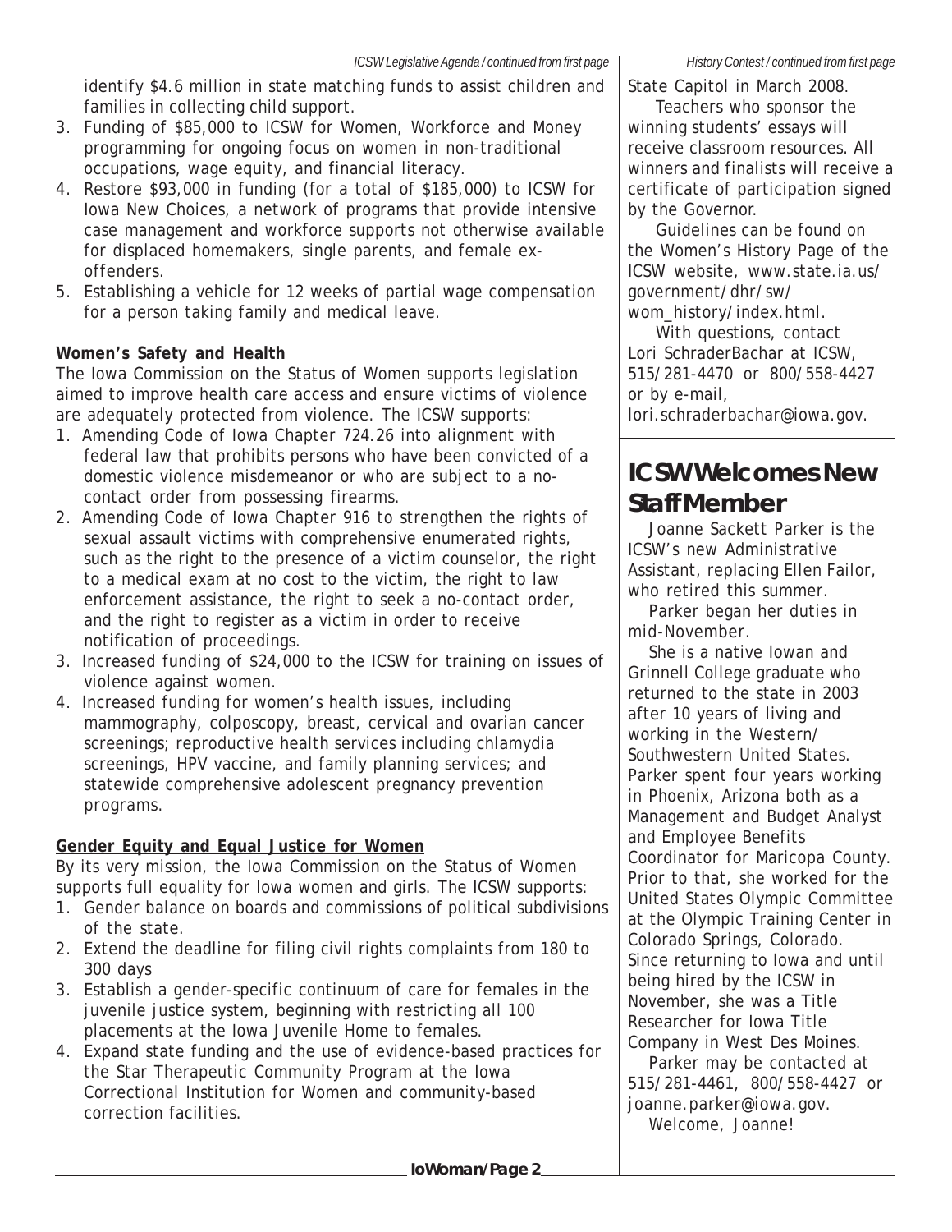identify $4.6 million in state matching funds to assist children and families in collecting child support.

3. Funding of $85,000 to ICSW for Women, Workforce and Money programming for ongoing focus on women in non-traditional occupations, wage equity, and financial literacy.
4. Restore $93,000 in funding (for a total of $185,000) to ICSW for Iowa New Choices, a network of programs that provide intensive case management and workforce supports not otherwise available for displaced homemakers, single parents, and female ex-offenders.
5. Establishing a vehicle for 12 weeks of partial wage compensation for a person taking family and medical leave.

**Women's Safety and Health**

The Iowa Commission on the Status of Women supports legislation aimed to improve health care access and ensure victims of violence are adequately protected from violence. The ICSW supports:

1. Amending Code of Iowa Chapter 724.26 into alignment with federal law that prohibits persons who have been convicted of a domestic violence misdemeanor or who are subject to a no-contact order from possessing firearms.
2. Amending Code of Iowa Chapter 916 to strengthen the rights of sexual assault victims with comprehensive enumerated rights, such as the right to the presence of a victim counselor, the right to a medical exam at no cost to the victim, the right to law enforcement assistance, the right to seek a no-contact order, and the right to register as a victim in order to receive notification of proceedings.
3. Increased funding of $24,000 to the ICSW for training on issues of violence against women.
4. Increased funding for women's health issues, including mammography, colposcopy, breast, cervical and ovarian cancer screenings; reproductive health services including chlamydia screenings, HPV vaccine, and family planning services; and statewide comprehensive adolescent pregnancy prevention programs.

**Gender Equity and Equal Justice for Women**

By its very mission, the Iowa Commission on the Status of Women supports full equality for Iowa women and girls. The ICSW supports:

1. Gender balance on boards and commissions of political subdivisions of the state.
2. Extend the deadline for filing civil rights complaints from 180 to 300 days
3. Establish a gender-specific continuum of care for females in the juvenile justice system, beginning with restricting all 100 placements at the Iowa Juvenile Home to females.
4. Expand state funding and the use of evidence-based practices for the Star Therapeutic Community Program at the Iowa Correctional Institution for Women and community-based correction facilities.

*History Contest / continued from first page*

State Capitol in March 2008.

Teachers who sponsor the winning students' essays will receive classroom resources. All winners and finalists will receive a certificate of participation signed by the Governor.

Guidelines can be found on the Women's History Page of the ICSW website, www.state.ia.us/government/dhr/sw/wom_history/index.html.

With questions, contact Lori SchraderBachar at ICSW, 515/281-4470 or 800/558-4427 or by e-mail, lori.schraderbachar@iowa.gov.

## ICSW Welcomes New Staff Member

Joanne Sackett Parker is the ICSW's new Administrative Assistant, replacing Ellen Failor, who retired this summer.

Parker began her duties in mid-November.

She is a native Iowan and Grinnell College graduate who returned to the state in 2003 after 10 years of living and working in the Western/Southwestern United States. Parker spent four years working in Phoenix, Arizona both as a Management and Budget Analyst and Employee Benefits Coordinator for Maricopa County. Prior to that, she worked for the United States Olympic Committee at the Olympic Training Center in Colorado Springs, Colorado. Since returning to Iowa and until being hired by the ICSW in November, she was a Title Researcher for Iowa Title Company in West Des Moines.

Parker may be contacted at 515/281-4461, 800/558-4427 or joanne.parker@iowa.gov.

Welcome, Joanne!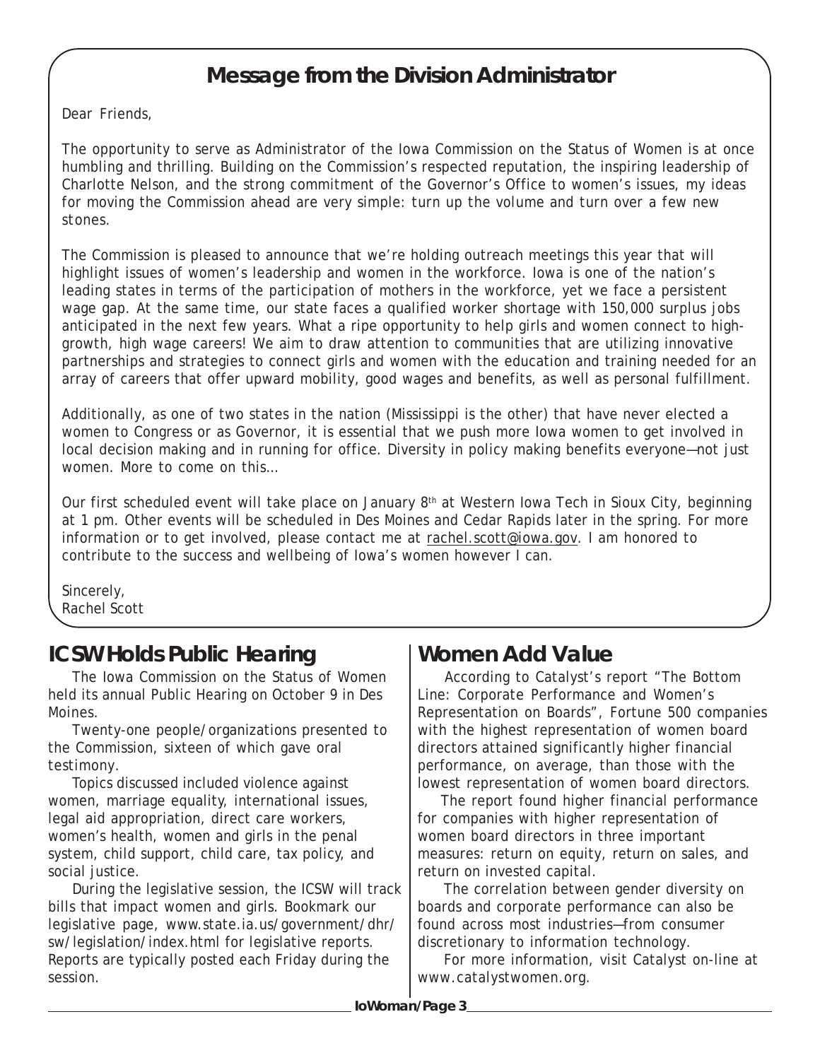## Message from the Division Administrator

Dear Friends,

The opportunity to serve as Administrator of the Iowa Commission on the Status of Women is at once humbling and thrilling. Building on the Commission's respected reputation, the inspiring leadership of Charlotte Nelson, and the strong commitment of the Governor's Office to women's issues, my ideas for moving the Commission ahead are very simple: turn up the volume and turn over a few new stones.

The Commission is pleased to announce that we're holding outreach meetings this year that will highlight issues of women's leadership and women in the workforce. Iowa is one of the nation's leading states in terms of the participation of mothers in the workforce, yet we face a persistent wage gap. At the same time, our state faces a qualified worker shortage with 150,000 surplus jobs anticipated in the next few years. What a ripe opportunity to help girls and women connect to high-growth, high wage careers! We aim to draw attention to communities that are utilizing innovative partnerships and strategies to connect girls and women with the education and training needed for an array of careers that offer upward mobility, good wages and benefits, as well as personal fulfillment.

Additionally, as one of two states in the nation (Mississippi is the other) that have never elected a women to Congress or as Governor, it is essential that we push more Iowa women to get involved in local decision making and in running for office. Diversity in policy making benefits everyone—not just women. More to come on this…

Our first scheduled event will take place on January 8th at Western Iowa Tech in Sioux City, beginning at 1 pm. Other events will be scheduled in Des Moines and Cedar Rapids later in the spring. For more information or to get involved, please contact me at rachel.scott@iowa.gov. I am honored to contribute to the success and wellbeing of Iowa's women however I can.

Sincerely,
Rachel Scott

## ICSW Holds Public Hearing

The Iowa Commission on the Status of Women held its annual Public Hearing on October 9 in Des Moines.

Twenty-one people/organizations presented to the Commission, sixteen of which gave oral testimony.

Topics discussed included violence against women, marriage equality, international issues, legal aid appropriation, direct care workers, women's health, women and girls in the penal system, child support, child care, tax policy, and social justice.

During the legislative session, the ICSW will track bills that impact women and girls. Bookmark our legislative page, www.state.ia.us/government/dhr/sw/legislation/index.html for legislative reports. Reports are typically posted each Friday during the session.

## Women Add Value

According to Catalyst's report "The Bottom Line: Corporate Performance and Women's Representation on Boards", Fortune 500 companies with the highest representation of women board directors attained significantly higher financial performance, on average, than those with the lowest representation of women board directors.

The report found higher financial performance for companies with higher representation of women board directors in three important measures: return on equity, return on sales, and return on invested capital.

The correlation between gender diversity on boards and corporate performance can also be found across most industries—from consumer discretionary to information technology.

For more information, visit Catalyst on-line at www.catalystwomen.org.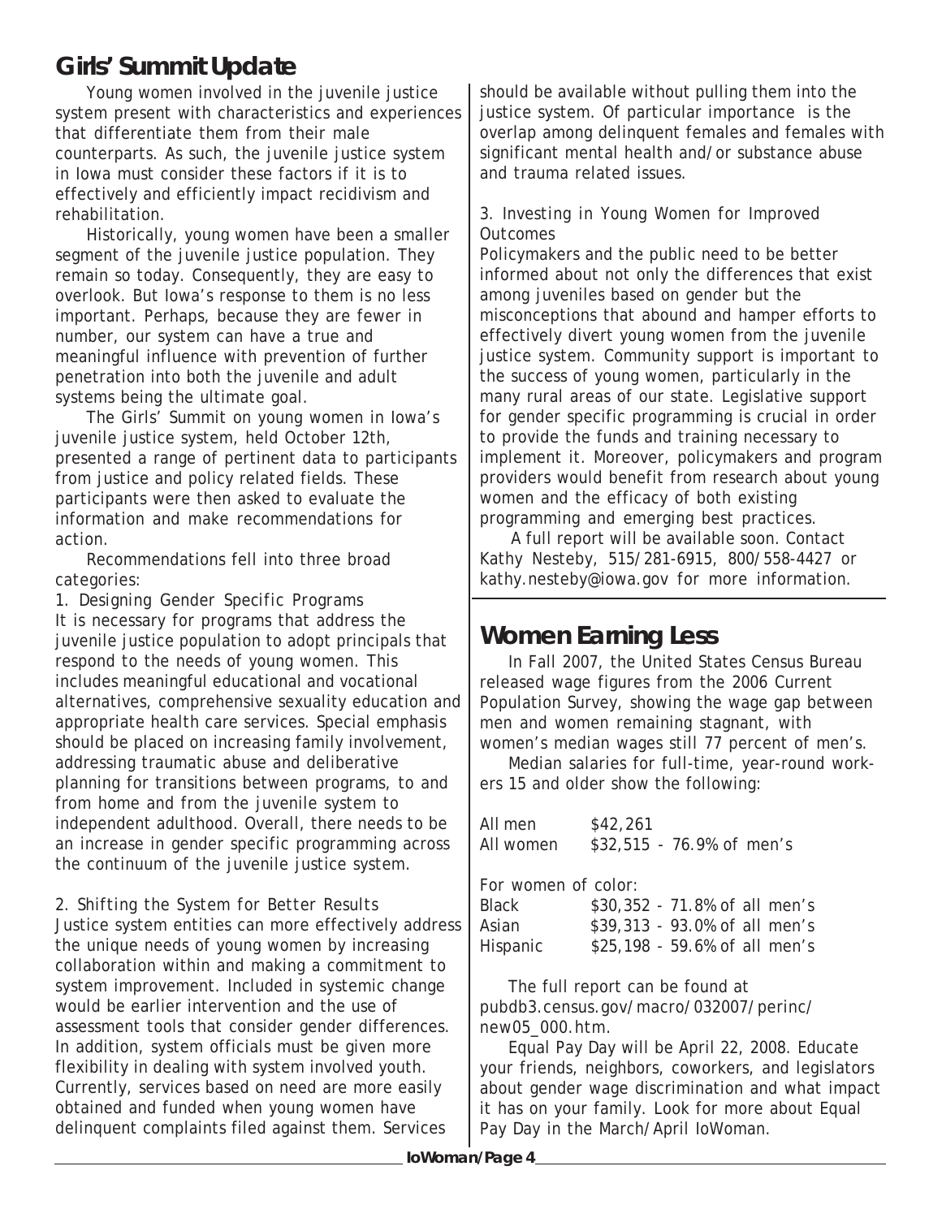## Girls' Summit Update

Young women involved in the juvenile justice system present with characteristics and experiences that differentiate them from their male counterparts. As such, the juvenile justice system in Iowa must consider these factors if it is to effectively and efficiently impact recidivism and rehabilitation.

Historically, young women have been a smaller segment of the juvenile justice population. They remain so today. Consequently, they are easy to overlook. But Iowa's response to them is no less important. Perhaps, because they are fewer in number, our system can have a true and meaningful influence with prevention of further penetration into both the juvenile and adult systems being the ultimate goal.

The Girls' Summit on young women in Iowa's juvenile justice system, held October 12th, presented a range of pertinent data to participants from justice and policy related fields. These participants were then asked to evaluate the information and make recommendations for action.

Recommendations fell into three broad categories:

1. Designing Gender Specific Programs

It is necessary for programs that address the juvenile justice population to adopt principals that respond to the needs of young women. This includes meaningful educational and vocational alternatives, comprehensive sexuality education and appropriate health care services. Special emphasis should be placed on increasing family involvement, addressing traumatic abuse and deliberative planning for transitions between programs, to and from home and from the juvenile system to independent adulthood. Overall, there needs to be an increase in gender specific programming across the continuum of the juvenile justice system.

2. Shifting the System for Better Results

Justice system entities can more effectively address the unique needs of young women by increasing collaboration within and making a commitment to system improvement. Included in systemic change would be earlier intervention and the use of assessment tools that consider gender differences. In addition, system officials must be given more flexibility in dealing with system involved youth. Currently, services based on need are more easily obtained and funded when young women have delinquent complaints filed against them. Services should be available without pulling them into the justice system. Of particular importance is the overlap among delinquent females and females with significant mental health and/or substance abuse and trauma related issues.

3. Investing in Young Women for Improved Outcomes

Policymakers and the public need to be better informed about not only the differences that exist among juveniles based on gender but the misconceptions that abound and hamper efforts to effectively divert young women from the juvenile justice system. Community support is important to the success of young women, particularly in the many rural areas of our state. Legislative support for gender specific programming is crucial in order to provide the funds and training necessary to implement it. Moreover, policymakers and program providers would benefit from research about young women and the efficacy of both existing programming and emerging best practices.

A full report will be available soon. Contact Kathy Nesteby, 515/281-6915, 800/558-4427 or kathy.nesteby@iowa.gov for more information.

## Women Earning Less

In Fall 2007, the United States Census Bureau released wage figures from the 2006 Current Population Survey, showing the wage gap between men and women remaining stagnant, with women's median wages still 77 percent of men's.

Median salaries for full-time, year-round workers 15 and older show the following:

All men $42,261
All women $32,515 - 76.9% of men's

For women of color:
Black $30,352 - 71.8% of all men's
Asian $39,313 - 93.0% of all men's
Hispanic $25,198 - 59.6% of all men's

The full report can be found at pubdb3.census.gov/macro/032007/perinc/new05_000.htm.

Equal Pay Day will be April 22, 2008. Educate your friends, neighbors, coworkers, and legislators about gender wage discrimination and what impact it has on your family. Look for more about Equal Pay Day in the March/April IoWoman.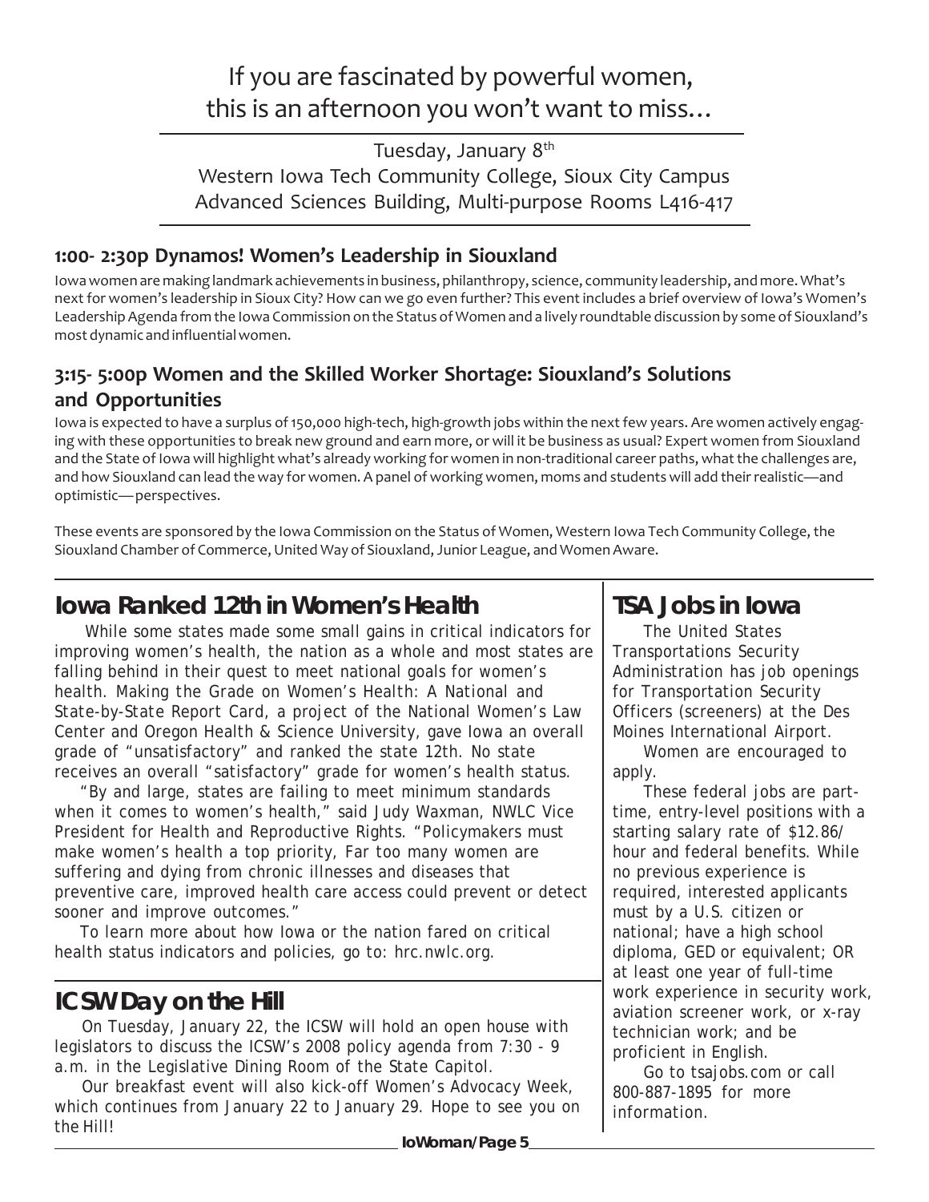# If you are fascinated by powerful women, this is an afternoon you won't want to miss…

Tuesday, January 8th
Western Iowa Tech Community College, Sioux City Campus
Advanced Sciences Building, Multi-purpose Rooms L416-417

### 1:00- 2:30p Dynamos! Women's Leadership in Siouxland

Iowa women are making landmark achievements in business, philanthropy, science, community leadership, and more. What's next for women's leadership in Sioux City? How can we go even further? This event includes a brief overview of Iowa's Women's Leadership Agenda from the Iowa Commission on the Status of Women and a lively roundtable discussion by some of Siouxland's most dynamic and influential women.

### 3:15- 5:00p Women and the Skilled Worker Shortage: Siouxland's Solutions and Opportunities

Iowa is expected to have a surplus of 150,000 high-tech, high-growth jobs within the next few years. Are women actively engaging with these opportunities to break new ground and earn more, or will it be business as usual? Expert women from Siouxland and the State of Iowa will highlight what's already working for women in non-traditional career paths, what the challenges are, and how Siouxland can lead the way for women. A panel of working women, moms and students will add their realistic—and optimistic—perspectives.

These events are sponsored by the Iowa Commission on the Status of Women, Western Iowa Tech Community College, the Siouxland Chamber of Commerce, United Way of Siouxland, Junior League, and Women Aware.

## Iowa Ranked 12th in Women's Health

While some states made some small gains in critical indicators for improving women's health, the nation as a whole and most states are falling behind in their quest to meet national goals for women's health. Making the Grade on Women's Health: A National and State-by-State Report Card, a project of the National Women's Law Center and Oregon Health & Science University, gave Iowa an overall grade of "unsatisfactory" and ranked the state 12th. No state receives an overall "satisfactory" grade for women's health status.

"By and large, states are failing to meet minimum standards when it comes to women's health," said Judy Waxman, NWLC Vice President for Health and Reproductive Rights. "Policymakers must make women's health a top priority, Far too many women are suffering and dying from chronic illnesses and diseases that preventive care, improved health care access could prevent or detect sooner and improve outcomes."

To learn more about how Iowa or the nation fared on critical health status indicators and policies, go to: hrc.nwlc.org.

## ICSW Day on the Hill

On Tuesday, January 22, the ICSW will hold an open house with legislators to discuss the ICSW's 2008 policy agenda from 7:30 - 9 a.m. in the Legislative Dining Room of the State Capitol.

Our breakfast event will also kick-off Women's Advocacy Week, which continues from January 22 to January 29. Hope to see you on the Hill!

## TSA Jobs in Iowa

The United States Transportations Security Administration has job openings for Transportation Security Officers (screeners) at the Des Moines International Airport.

Women are encouraged to apply.

These federal jobs are part-time, entry-level positions with a starting salary rate of $12.86/ hour and federal benefits. While no previous experience is required, interested applicants must by a U.S. citizen or national; have a high school diploma, GED or equivalent; OR at least one year of full-time work experience in security work, aviation screener work, or x-ray technician work; and be proficient in English.

Go to tsajobs.com or call 800-887-1895 for more information.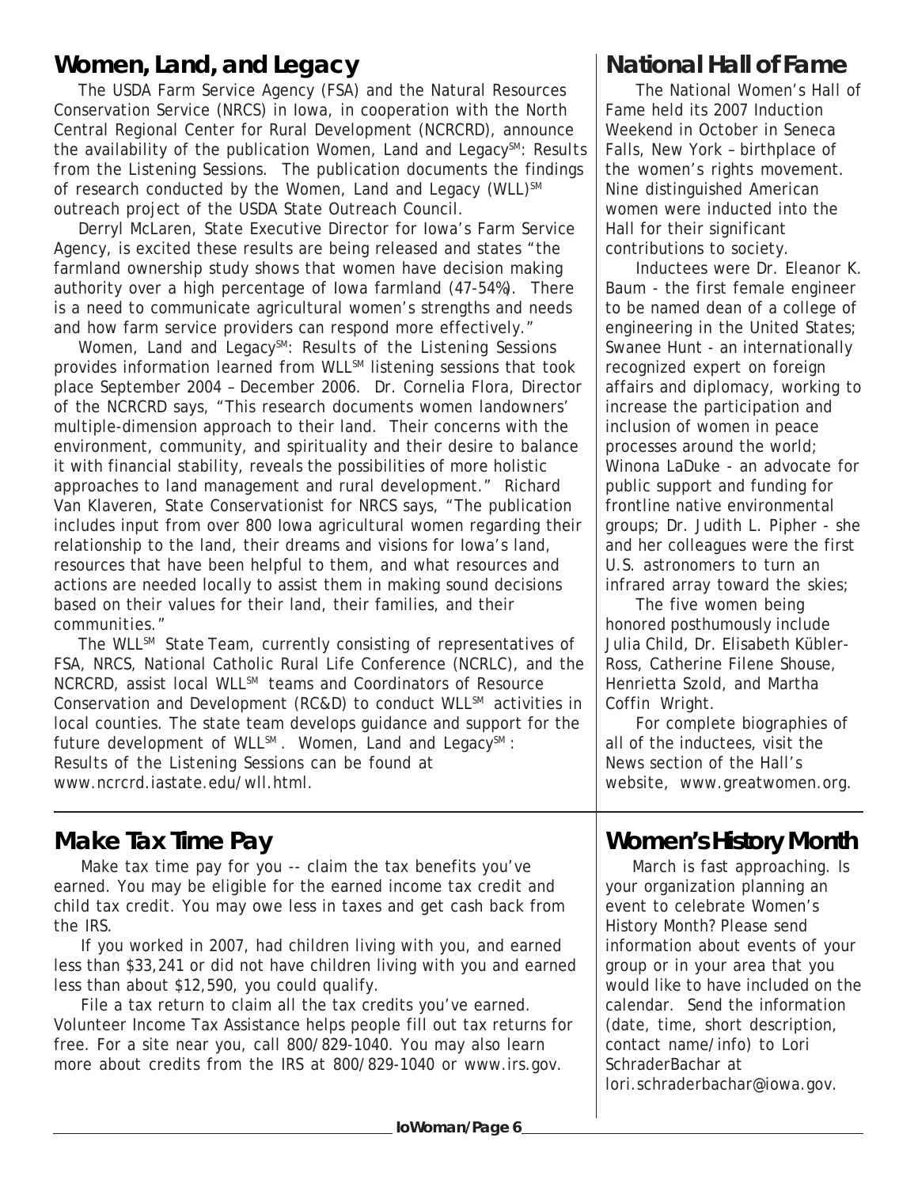## Women, Land, and Legacy

The USDA Farm Service Agency (FSA) and the Natural Resources Conservation Service (NRCS) in Iowa, in cooperation with the North Central Regional Center for Rural Development (NCRCRD), announce the availability of the publication Women, Land and Legacy℠: Results from the Listening Sessions. The publication documents the findings of research conducted by the Women, Land and Legacy (WLL)℠ outreach project of the USDA State Outreach Council.

Derryl McLaren, State Executive Director for Iowa's Farm Service Agency, is excited these results are being released and states "the farmland ownership study shows that women have decision making authority over a high percentage of Iowa farmland (47-54%). There is a need to communicate agricultural women's strengths and needs and how farm service providers can respond more effectively."

Women, Land and Legacy℠: Results of the Listening Sessions provides information learned from WLL℠ listening sessions that took place September 2004 – December 2006. Dr. Cornelia Flora, Director of the NCRCRD says, "This research documents women landowners' multiple-dimension approach to their land. Their concerns with the environment, community, and spirituality and their desire to balance it with financial stability, reveals the possibilities of more holistic approaches to land management and rural development." Richard Van Klaveren, State Conservationist for NRCS says, "The publication includes input from over 800 Iowa agricultural women regarding their relationship to the land, their dreams and visions for Iowa's land, resources that have been helpful to them, and what resources and actions are needed locally to assist them in making sound decisions based on their values for their land, their families, and their communities."

The WLL℠ State Team, currently consisting of representatives of FSA, NRCS, National Catholic Rural Life Conference (NCRLC), and the NCRCRD, assist local WLL℠ teams and Coordinators of Resource Conservation and Development (RC&D) to conduct WLL℠ activities in local counties. The state team develops guidance and support for the future development of WLL℠. Women, Land and Legacy℠: Results of the Listening Sessions can be found at www.ncrcrd.iastate.edu/wll.html.

## National Hall of Fame

The National Women's Hall of Fame held its 2007 Induction Weekend in October in Seneca Falls, New York – birthplace of the women's rights movement. Nine distinguished American women were inducted into the Hall for their significant contributions to society.

Inductees were Dr. Eleanor K. Baum - the first female engineer to be named dean of a college of engineering in the United States; Swanee Hunt - an internationally recognized expert on foreign affairs and diplomacy, working to increase the participation and inclusion of women in peace processes around the world; Winona LaDuke - an advocate for public support and funding for frontline native environmental groups; Dr. Judith L. Pipher - she and her colleagues were the first U.S. astronomers to turn an infrared array toward the skies;

The five women being honored posthumously include Julia Child, Dr. Elisabeth Kübler-Ross, Catherine Filene Shouse, Henrietta Szold, and Martha Coffin Wright.

For complete biographies of all of the inductees, visit the News section of the Hall's website, www.greatwomen.org.

## Make Tax Time Pay

Make tax time pay for you -- claim the tax benefits you've earned. You may be eligible for the earned income tax credit and child tax credit. You may owe less in taxes and get cash back from the IRS.

If you worked in 2007, had children living with you, and earned less than $33,241 or did not have children living with you and earned less than about $12,590, you could qualify.

File a tax return to claim all the tax credits you've earned. Volunteer Income Tax Assistance helps people fill out tax returns for free. For a site near you, call 800/829-1040. You may also learn more about credits from the IRS at 800/829-1040 or www.irs.gov.

## Women's History Month

March is fast approaching. Is your organization planning an event to celebrate Women's History Month? Please send information about events of your group or in your area that you would like to have included on the calendar. Send the information (date, time, short description, contact name/info) to Lori SchraderBachar at lori.schraderbachar@iowa.gov.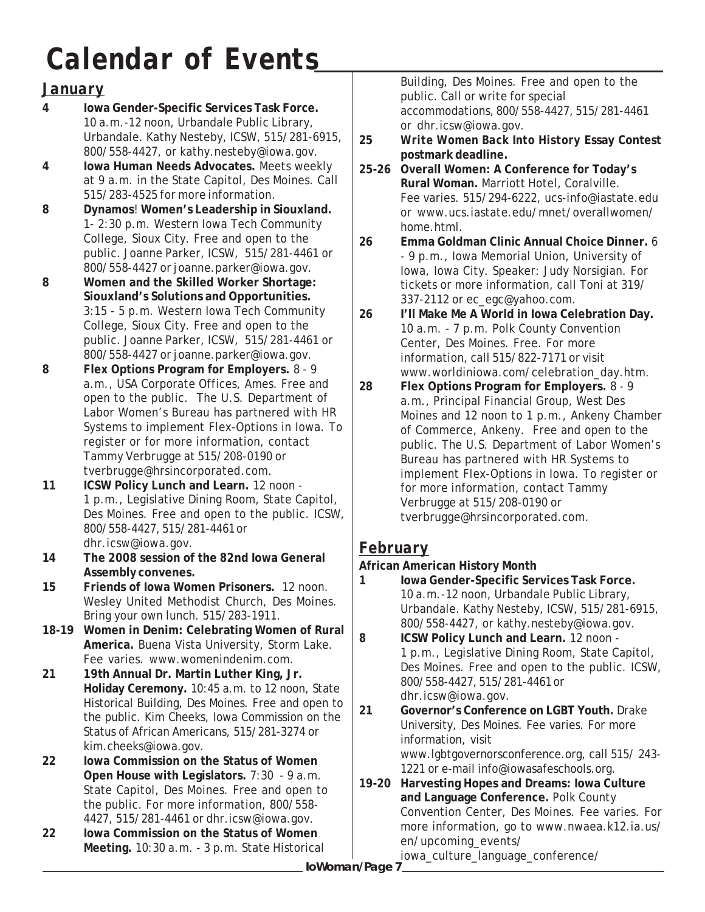# Calendar of Events

## January

**4** **Iowa Gender-Specific Services Task Force.** 10 a.m.-12 noon, Urbandale Public Library, Urbandale. Kathy Nesteby, ICSW, 515/281-6915, 800/558-4427, or kathy.nesteby@iowa.gov.

**4** **Iowa Human Needs Advocates.** Meets weekly at 9 a.m. in the State Capitol, Des Moines. Call 515/283-4525 for more information.

**8** **Dynamos! Women's Leadership in Siouxland.** 1- 2:30 p.m. Western Iowa Tech Community College, Sioux City. Free and open to the public. Joanne Parker, ICSW, 515/281-4461 or 800/558-4427 or joanne.parker@iowa.gov.

**8** **Women and the Skilled Worker Shortage: Siouxland's Solutions and Opportunities.** 3:15 - 5 p.m. Western Iowa Tech Community College, Sioux City. Free and open to the public. Joanne Parker, ICSW, 515/281-4461 or 800/558-4427 or joanne.parker@iowa.gov.

**8** **Flex Options Program for Employers.** 8 - 9 a.m., USA Corporate Offices, Ames. Free and open to the public. The U.S. Department of Labor Women's Bureau has partnered with HR Systems to implement Flex-Options in Iowa. To register or for more information, contact Tammy Verbrugge at 515/208-0190 or tverbrugge@hrsincorporated.com.

**11** **ICSW Policy Lunch and Learn.** 12 noon - 1 p.m., Legislative Dining Room, State Capitol, Des Moines. Free and open to the public. ICSW, 800/558-4427, 515/281-4461 or dhr.icsw@iowa.gov.

**14** **The 2008 session of the 82nd Iowa General Assembly convenes.**

**15** **Friends of Iowa Women Prisoners.** 12 noon. Wesley United Methodist Church, Des Moines. Bring your own lunch. 515/283-1911.

**18-19** **Women in Denim: Celebrating Women of Rural America.** Buena Vista University, Storm Lake. Fee varies. www.womenindenim.com.

**21** **19th Annual Dr. Martin Luther King, Jr. Holiday Ceremony.** 10:45 a.m. to 12 noon, State Historical Building, Des Moines. Free and open to the public. Kim Cheeks, Iowa Commission on the Status of African Americans, 515/281-3274 or kim.cheeks@iowa.gov.

**22** **Iowa Commission on the Status of Women Open House with Legislators.** 7:30 - 9 a.m. State Capitol, Des Moines. Free and open to the public. For more information, 800/558-4427, 515/281-4461 or dhr.icsw@iowa.gov.

**22** **Iowa Commission on the Status of Women Meeting.** 10:30 a.m. - 3 p.m. State Historical Building, Des Moines. Free and open to the public. Call or write for special accommodations, 800/558-4427, 515/281-4461 or dhr.icsw@iowa.gov.

**25** ***Write Women Back Into History* Essay Contest postmark deadline.**

**25-26** **Overall Women: A Conference for Today's Rural Woman.** Marriott Hotel, Coralville. Fee varies. 515/294-6222, ucs-info@iastate.edu or www.ucs.iastate.edu/mnet/overallwomen/home.html.

**26** **Emma Goldman Clinic Annual Choice Dinner.** 6 - 9 p.m., Iowa Memorial Union, University of Iowa, Iowa City. Speaker: Judy Norsigian. For tickets or more information, call Toni at 319/337-2112 or ec_egc@yahoo.com.

**26** **I'll Make Me A World in Iowa Celebration Day.** 10 a.m. - 7 p.m. Polk County Convention Center, Des Moines. Free. For more information, call 515/822-7171 or visit www.worldiniowa.com/celebration_day.htm.

**28** **Flex Options Program for Employers.** 8 - 9 a.m., Principal Financial Group, West Des Moines and 12 noon to 1 p.m., Ankeny Chamber of Commerce, Ankeny. Free and open to the public. The U.S. Department of Labor Women's Bureau has partnered with HR Systems to implement Flex-Options in Iowa. To register or for more information, contact Tammy Verbrugge at 515/208-0190 or tverbrugge@hrsincorporated.com.

## February

**African American History Month**

**1** **Iowa Gender-Specific Services Task Force.** 10 a.m.-12 noon, Urbandale Public Library, Urbandale. Kathy Nesteby, ICSW, 515/281-6915, 800/558-4427, or kathy.nesteby@iowa.gov.

**8** **ICSW Policy Lunch and Learn.** 12 noon - 1 p.m., Legislative Dining Room, State Capitol, Des Moines. Free and open to the public. ICSW, 800/558-4427, 515/281-4461 or dhr.icsw@iowa.gov.

**21** **Governor's Conference on LGBT Youth.** Drake University, Des Moines. Fee varies. For more information, visit www.lgbtgovernorsconference.org, call 515/ 243-1221 or e-mail info@iowasafeschools.org.

**19-20** **Harvesting Hopes and Dreams: Iowa Culture and Language Conference.** Polk County Convention Center, Des Moines. Fee varies. For more information, go to www.nwaea.k12.ia.us/en/upcoming_events/iowa_culture_language_conference/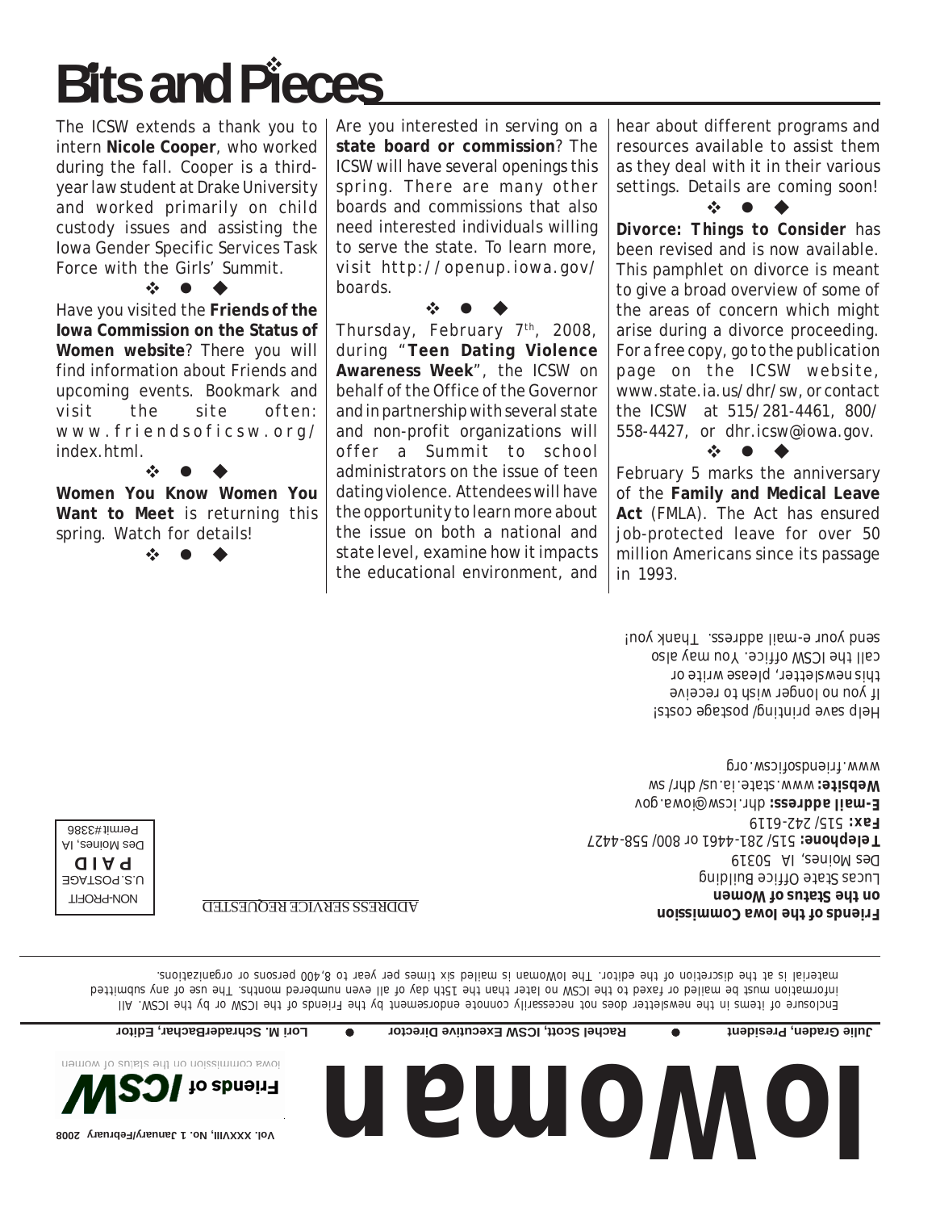# Bits and Pieces

The ICSW extends a thank you to intern **Nicole Cooper**, who worked during the fall. Cooper is a third-year law student at Drake University and worked primarily on child custody issues and assisting the Iowa Gender Specific Services Task Force with the Girls' Summit.

❖ ● ◆

Have you visited the **Friends of the Iowa Commission on the Status of Women website**? There you will find information about Friends and upcoming events. Bookmark and visit the site often: www.friendsoficsw.org/index.html.

❖ ● ◆

**Women You Know Women You Want to Meet** is returning this spring. Watch for details!

❖ ● ◆

Are you interested in serving on a **state board or commission**? The ICSW will have several openings this spring. There are many other boards and commissions that also need interested individuals willing to serve the state. To learn more, visit http://openup.iowa.gov/boards.

❖ ● ◆

Thursday, February 7th, 2008, during "**Teen Dating Violence Awareness Week**", the ICSW on behalf of the Office of the Governor and in partnership with several state and non-profit organizations will offer a Summit to school administrators on the issue of teen dating violence. Attendees will have the opportunity to learn more about the issue on both a national and state level, examine how it impacts the educational environment, and hear about different programs and resources available to assist them as they deal with it in their various settings. Details are coming soon!

❖ ● ◆

**Divorce: Things to Consider** has been revised and is now available. This pamphlet on divorce is meant to give a broad overview of some of the areas of concern which might arise during a divorce proceeding. For a free copy, go to the publication page on the ICSW website, www.state.ia.us/dhr/sw, or contact the ICSW at 515/281-4461, 800/558-4427, or dhr.icsw@iowa.gov.

❖ ● ◆

February 5 marks the anniversary of the **Family and Medical Leave Act** (FMLA). The Act has ensured job-protected leave for over 50 million Americans since its passage in 1993.

Help save printing/postage costs!
If you no longer wish to receive this newsletter, please write or call the ICSW office. You may also send your e-mail address. Thank you!

**Friends of the Iowa Commission on the Status of Women**
Lucas State Office Building
Des Moines, IA 50319
**Telephone:** 515/281-4461 or 800/558-4427
**Fax:** 515/242-6119
**E-mail address:** dhr.icsw@iowa.gov
**Website:** www.state.ia.us/dhr/sw
www.friendsoficsw.org

ADDRESS SERVICE REQUESTED

NON-PROFIT
U.S. POSTAGE
PAID
Des Moines, IA
Permit #3386

Julie Graden, President ● Rachel Scott, ICSW Executive Director ● Lori M. SchraderBachar, Editor

Enclosure of items in the newsletter does not necessarily connote endorsement by the Friends of the ICSW or by the ICSW. All information must be mailed or faxed to the ICSW no later than the 15th day of all even numbered months. The use of any submitted material is at the discretion of the editor. The IoWoman is mailed six times per year to 8,400 persons or organizations.

# IoWoman

Vol. XXXVIII, No. 1 January/February 2008

Friends of ICSW
iowa commission on the status of women